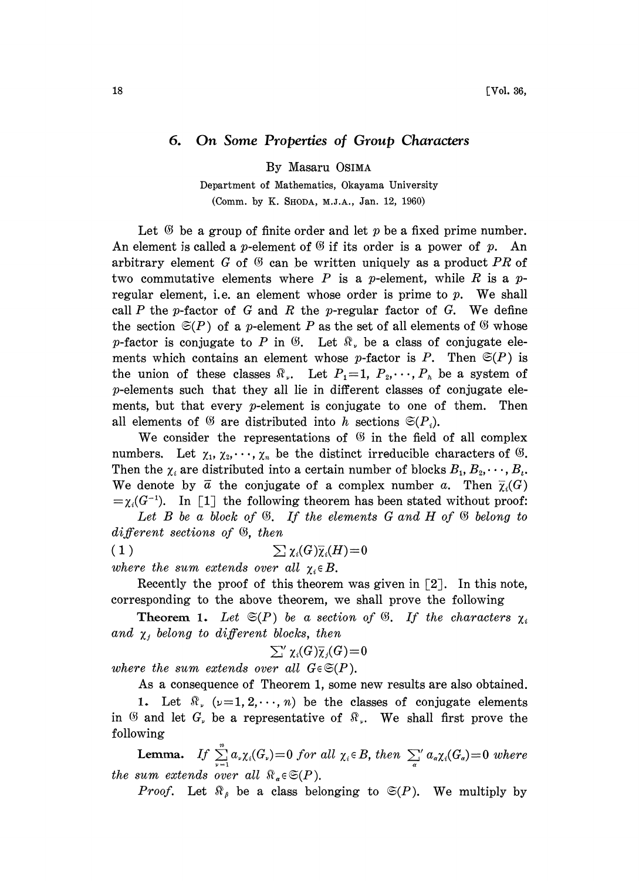## 6. On Some Properties of Group Characters

By Masaru OSIMA

Department of Mathematics, Okayama University

(Comm. by K. SHODA, M.J.A., Jan. 12, 1960)

Let $\mathfrak{G}$ be a group of finite order and let $p$ be a fixed prime number. An element is called a $p$-element of $\mathfrak{G}$ if its order is a power of $p$. An arbitrary element $G$ of $\mathfrak{G}$ can be written uniquely as a product $PR$ of two commutative elements where $P$ is a $p$-element, while $R$ is a $p$-regular element, i.e. an element whose order is prime to $p$. We shall call $P$ the $p$-factor of $G$ and $R$ the $p$-regular factor of $G$. We define the section $\mathfrak{S}(P)$ of a $p$-element $P$ as the set of all elements of $\mathfrak{G}$ whose $p$-factor is conjugate to $P$ in $\mathfrak{G}$. Let $\mathfrak{K}_\nu$ be a class of conjugate elements which contains an element whose $p$-factor is $P$. Then $\mathfrak{S}(P)$ is the union of these classes $\mathfrak{K}_\nu$. Let $P_1=1, P_2, \cdots, P_h$ be a system of $p$-elements such that they all lie in different classes of conjugate elements, but that every $p$-element is conjugate to one of them. Then all elements of $\mathfrak{G}$ are distributed into $h$ sections $\mathfrak{S}(P_i)$.

We consider the representations of $\mathfrak{G}$ in the field of all complex numbers. Let $\chi_1, \chi_2, \cdots, \chi_n$ be the distinct irreducible characters of $\mathfrak{G}$. Then the $\chi_i$ are distributed into a certain number of blocks $B_1, B_2, \cdots, B_t$. We denote by $\bar{a}$ the conjugate of a complex number $a$. Then $\bar{\chi}_i(G) = \chi_i(G^{-1})$. In [1] the following theorem has been stated without proof:

*Let $B$ be a block of $\mathfrak{G}$. If the elements $G$ and $H$ of $\mathfrak{G}$ belong to different sections of $\mathfrak{G}$, then*

$$(1) \qquad \sum \chi_i(G)\bar{\chi}_i(H) = 0$$

*where the sum extends over all $\chi_i \in B$.*

Recently the proof of this theorem was given in [2]. In this note, corresponding to the above theorem, we shall prove the following

**Theorem 1.** *Let $\mathfrak{S}(P)$ be a section of $\mathfrak{G}$. If the characters $\chi_i$ and $\chi_j$ belong to different blocks, then*

$$\sum{}' \chi_i(G)\bar{\chi}_j(G) = 0$$

*where the sum extends over all $G \in \mathfrak{S}(P)$.*

As a consequence of Theorem 1, some new results are also obtained.

**1.** Let $\mathfrak{K}_\nu$ $(\nu = 1, 2, \cdots, n)$ be the classes of conjugate elements in $\mathfrak{G}$ and let $G_\nu$ be a representative of $\mathfrak{K}_\nu$. We shall first prove the following

**Lemma.** *If $\sum_{\nu=1}^{n} a_\nu \chi_i(G_\nu) = 0$ for all $\chi_i \in B$, then $\sum_\alpha{}' a_\alpha \chi_i(G_\alpha) = 0$ where the sum extends over all $\mathfrak{K}_\alpha \in \mathfrak{S}(P)$.*

*Proof.* Let $\mathfrak{K}_\beta$ be a class belonging to $\mathfrak{S}(P)$. We multiply by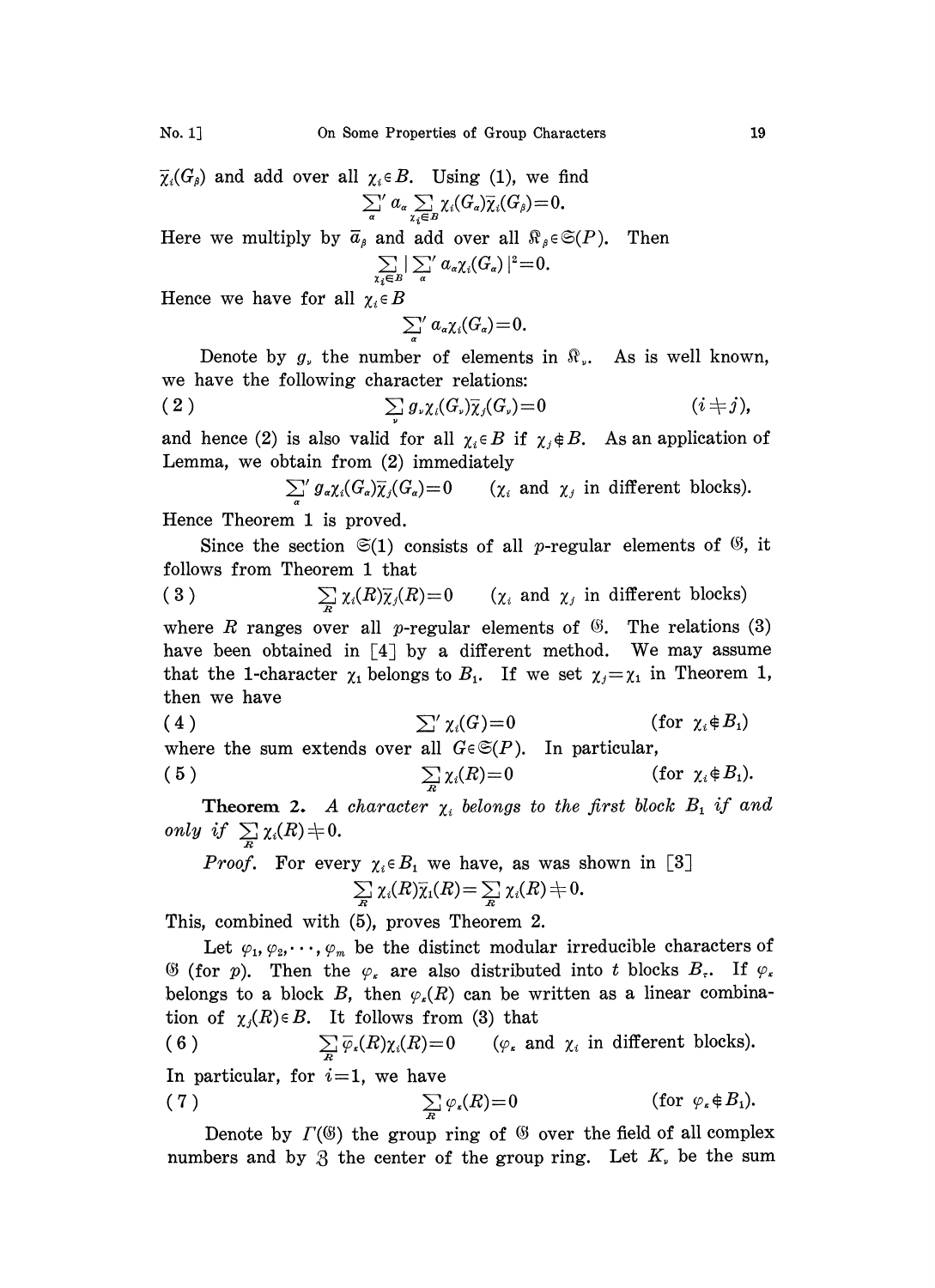$\overline{\chi}_i(G_\beta)$ and add over all $\chi_i \in B$. Using (1), we find

$$\sum_\alpha{}' a_\alpha \sum_{\chi_i \in B} \chi_i(G_\alpha)\overline{\chi}_i(G_\beta)=0.$$

Here we multiply by $\overline{a}_\beta$ and add over all $\mathfrak{R}_\beta \in \mathfrak{S}(P)$. Then

$$\sum_{\chi_i \in B} \Big| \sum_\alpha{}' a_\alpha \chi_i(G_\alpha) \Big|^2 = 0.$$

Hence we have for all $\chi_i \in B$

$$\sum_\alpha{}' a_\alpha \chi_i(G_\alpha)=0.$$

Denote by $g_\nu$ the number of elements in $\mathfrak{R}_\nu$. As is well known, we have the following character relations:

$$\sum_\nu g_\nu \chi_i(G_\nu)\overline{\chi}_j(G_\nu)=0 \qquad (i \neq j), \tag{2}$$

and hence (2) is also valid for all $\chi_i \in B$ if $\chi_j \notin B$. As an application of Lemma, we obtain from (2) immediately

$$\sum_\alpha{}' g_\alpha \chi_i(G_\alpha)\overline{\chi}_j(G_\alpha)=0 \qquad (\chi_i \text{ and } \chi_j \text{ in different blocks}).$$

Hence Theorem 1 is proved.

Since the section $\mathfrak{S}(1)$ consists of all $p$-regular elements of $\mathfrak{G}$, it follows from Theorem 1 that

$$\sum_R \chi_i(R)\overline{\chi}_j(R)=0 \qquad (\chi_i \text{ and } \chi_j \text{ in different blocks}) \tag{3}$$

where $R$ ranges over all $p$-regular elements of $\mathfrak{G}$. The relations (3) have been obtained in [4] by a different method. We may assume that the 1-character $\chi_1$ belongs to $B_1$. If we set $\chi_j=\chi_1$ in Theorem 1, then we have

$$\sum{}' \chi_i(G)=0 \qquad (\text{for } \chi_i \notin B_1) \tag{4}$$

where the sum extends over all $G \in \mathfrak{S}(P)$. In particular,

$$\sum_R \chi_i(R)=0 \qquad (\text{for } \chi_i \notin B_1). \tag{5}$$

**Theorem 2.** *A character $\chi_i$ belongs to the first block $B_1$ if and only if $\sum_R \chi_i(R) \neq 0$.*

*Proof.* For every $\chi_i \in B_1$ we have, as was shown in [3]

$$\sum_R \chi_i(R)\overline{\chi}_1(R)=\sum_R \chi_i(R) \neq 0.$$

This, combined with (5), proves Theorem 2.

Let $\varphi_1, \varphi_2, \cdots, \varphi_m$ be the distinct modular irreducible characters of $\mathfrak{G}$ (for $p$). Then the $\varphi_\kappa$ are also distributed into $t$ blocks $B_\tau$. If $\varphi_\kappa$ belongs to a block $B$, then $\varphi_\kappa(R)$ can be written as a linear combination of $\chi_j(R) \in B$. It follows from (3) that

$$\sum_R \overline{\varphi}_\kappa(R)\chi_i(R)=0 \qquad (\varphi_\kappa \text{ and } \chi_i \text{ in different blocks}). \tag{6}$$

In particular, for $i=1$, we have

$$\sum_R \varphi_\kappa(R)=0 \qquad (\text{for } \varphi_\kappa \notin B_1). \tag{7}$$

Denote by $\Gamma(\mathfrak{G})$ the group ring of $\mathfrak{G}$ over the field of all complex numbers and by $\mathfrak{Z}$ the center of the group ring. Let $K_\nu$ be the sum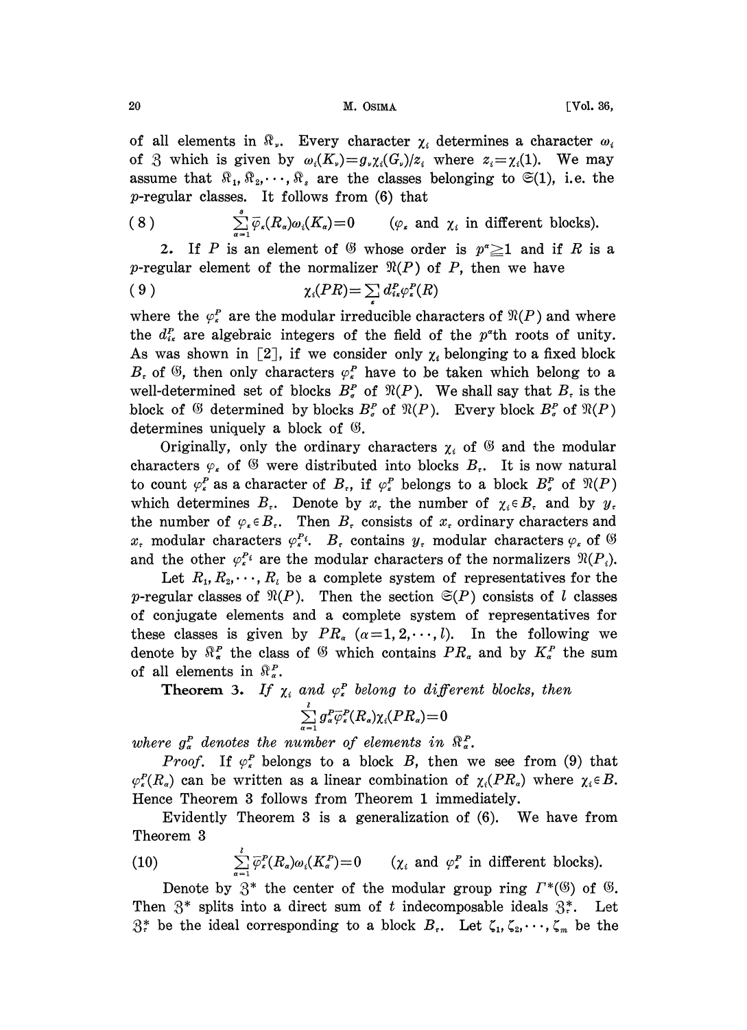of all elements in $\mathfrak{K}_\nu$. Every character $\chi_i$ determines a character $\omega_i$ of $\mathfrak{Z}$ which is given by $\omega_i(K_\nu)=g_\nu\chi_i(G_\nu)/z_i$ where $z_i=\chi_i(1)$. We may assume that $\mathfrak{K}_1, \mathfrak{K}_2, \cdots, \mathfrak{K}_s$ are the classes belonging to $\mathfrak{S}(1)$, i.e. the $p$-regular classes. It follows from (6) that

$$\sum_{\alpha=1}^{s} \bar{\varphi}_\kappa(R_\alpha)\omega_i(K_\alpha)=0 \qquad (\varphi_\kappa \text{ and } \chi_i \text{ in different blocks}). \tag{8}$$

2. If $P$ is an element of $\mathfrak{G}$ whose order is $p^\sigma \geqq 1$ and if $R$ is a $p$-regular element of the normalizer $\mathfrak{N}(P)$ of $P$, then we have

$$\chi_i(PR)=\sum_\kappa d_{i\kappa}^P \varphi_\kappa^P(R) \tag{9}$$

where the $\varphi_\kappa^P$ are the modular irreducible characters of $\mathfrak{N}(P)$ and where the $d_{i\kappa}^P$ are algebraic integers of the field of the $p^\sigma$th roots of unity. As was shown in [2], if we consider only $\chi_i$ belonging to a fixed block $B_\tau$ of $\mathfrak{G}$, then only characters $\varphi_\kappa^P$ have to be taken which belong to a well-determined set of blocks $B_\sigma^P$ of $\mathfrak{N}(P)$. We shall say that $B_\tau$ is the block of $\mathfrak{G}$ determined by blocks $B_\sigma^P$ of $\mathfrak{N}(P)$. Every block $B_\sigma^P$ of $\mathfrak{N}(P)$ determines uniquely a block of $\mathfrak{G}$.

Originally, only the ordinary characters $\chi_i$ of $\mathfrak{G}$ and the modular characters $\varphi_\kappa$ of $\mathfrak{G}$ were distributed into blocks $B_\tau$. It is now natural to count $\varphi_\kappa^P$ as a character of $B_\tau$, if $\varphi_\kappa^P$ belongs to a block $B_\sigma^P$ of $\mathfrak{N}(P)$ which determines $B_\tau$. Denote by $x_\tau$ the number of $\chi_i \in B_\tau$ and by $y_\tau$ the number of $\varphi_\kappa \in B_\tau$. Then $B_\tau$ consists of $x_\tau$ ordinary characters and $x_\tau$ modular characters $\varphi_\kappa^{P_i}$. $B_\tau$ contains $y_\tau$ modular characters $\varphi_\kappa$ of $\mathfrak{G}$ and the other $\varphi_\kappa^{P_i}$ are the modular characters of the normalizers $\mathfrak{N}(P_i)$.

Let $R_1, R_2, \cdots, R_l$ be a complete system of representatives for the $p$-regular classes of $\mathfrak{N}(P)$. Then the section $\mathfrak{S}(P)$ consists of $l$ classes of conjugate elements and a complete system of representatives for these classes is given by $PR_\alpha$ $(\alpha=1, 2, \cdots, l)$. In the following we denote by $\mathfrak{K}_\alpha^P$ the class of $\mathfrak{G}$ which contains $PR_\alpha$ and by $K_\alpha^P$ the sum of all elements in $\mathfrak{K}_\alpha^P$.

**Theorem 3.** *If $\chi_i$ and $\varphi_\kappa^P$ belong to different blocks, then*

$$\sum_{\alpha=1}^{l} g_\alpha^P \bar{\varphi}_\kappa^P(R_\alpha)\chi_i(PR_\alpha)=0$$

*where $g_\alpha^P$ denotes the number of elements in $\mathfrak{K}_\alpha^P$.*

*Proof.* If $\varphi_\kappa^P$ belongs to a block $B$, then we see from (9) that $\varphi_\kappa^P(R_\alpha)$ can be written as a linear combination of $\chi_i(PR_\alpha)$ where $\chi_i \in B$. Hence Theorem 3 follows from Theorem 1 immediately.

Evidently Theorem 3 is a generalization of (6). We have from Theorem 3

$$\sum_{\alpha=1}^{l} \bar{\varphi}_\kappa^P(R_\alpha)\omega_i(K_\alpha^P)=0 \qquad (\chi_i \text{ and } \varphi_\kappa^P \text{ in different blocks}). \tag{10}$$

Denote by $\mathfrak{Z}^*$ the center of the modular group ring $\Gamma^*(\mathfrak{G})$ of $\mathfrak{G}$. Then $\mathfrak{Z}^*$ splits into a direct sum of $t$ indecomposable ideals $\mathfrak{Z}_\tau^*$. Let $\mathfrak{Z}_\tau^*$ be the ideal corresponding to a block $B_\tau$. Let $\zeta_1, \zeta_2, \cdots, \zeta_m$ be the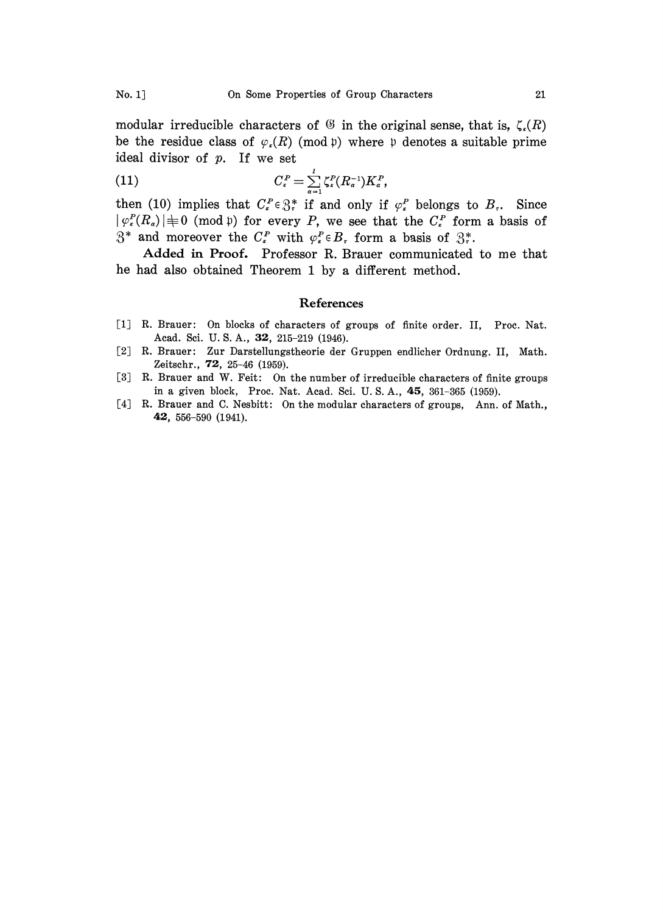modular irreducible characters of $\mathfrak{G}$ in the original sense, that is, $\zeta_\kappa(R)$ be the residue class of $\varphi_\kappa(R)$ (mod $\mathfrak{p}$) where $\mathfrak{p}$ denotes a suitable prime ideal divisor of $p$. If we set

$$C_\kappa^P = \sum_{\alpha=1}^{l} \zeta_\kappa^P(R_\alpha^{-1}) K_\alpha^P, \tag{11}$$

then (10) implies that $C_\kappa^P \in \mathfrak{Z}_\tau^*$ if and only if $\varphi_\kappa^P$ belongs to $B_\tau$. Since $|\varphi_\kappa^P(R_\alpha)| \not\equiv 0$ (mod $\mathfrak{p}$) for every $P$, we see that the $C_\kappa^P$ form a basis of $\mathfrak{Z}^*$ and moreover the $C_\kappa^P$ with $\varphi_\kappa^P \in B_\tau$ form a basis of $\mathfrak{Z}_\tau^*$.

**Added in Proof.** Professor R. Brauer communicated to me that he had also obtained Theorem 1 by a different method.

## References

[1] R. Brauer: On blocks of characters of groups of finite order. II, Proc. Nat. Acad. Sci. U. S. A., **32**, 215–219 (1946).

[2] R. Brauer: Zur Darstellungstheorie der Gruppen endlicher Ordnung. II, Math. Zeitschr., **72**, 25–46 (1959).

[3] R. Brauer and W. Feit: On the number of irreducible characters of finite groups in a given block, Proc. Nat. Acad. Sci. U. S. A., **45**, 361–365 (1959).

[4] R. Brauer and C. Nesbitt: On the modular characters of groups, Ann. of Math., **42**, 556–590 (1941).